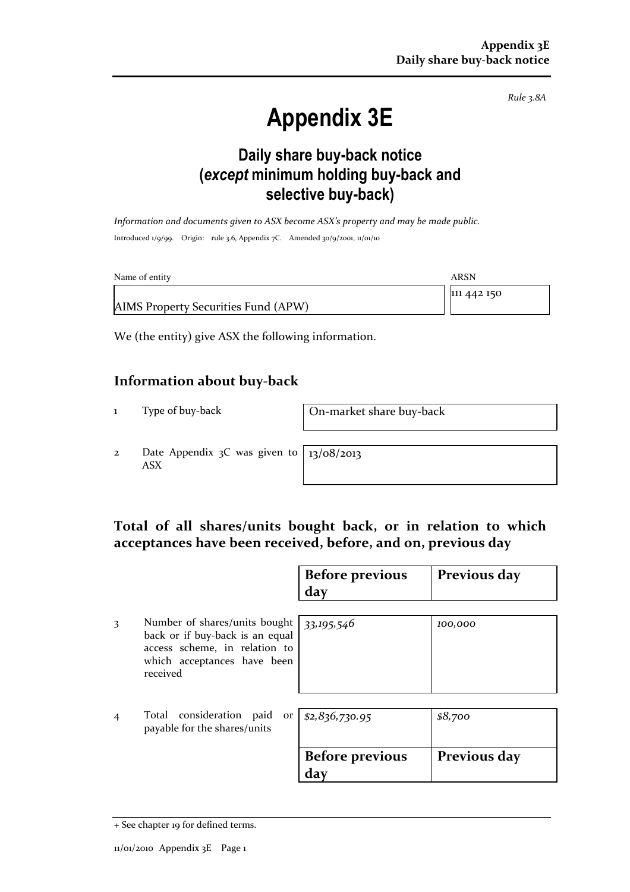Rule 3.8A

# Appendix 3E

## Daily share buy-back notice (*except* minimum holding buy-back and selective buy-back)

*Information and documents given to ASX become ASX's property and may be made public.*

Introduced 1/9/99. Origin: rule 3.6, Appendix 7C. Amended 30/9/2001, 11/01/10

| Name of entity | ARSN |
|---|---|
| AIMS Property Securities Fund (APW) | 111 442 150 |

We (the entity) give ASX the following information.

## Information about buy-back

| | | |
|---|---|---|
| 1 | Type of buy-back | On-market share buy-back |
| 2 | Date Appendix 3C was given to ASX | 13/08/2013 |

## Total of all shares/units bought back, or in relation to which acceptances have been received, before, and on, previous day

| | | Before previous day | Previous day |
|---|---|---|---|
| 3 | Number of shares/units bought back or if buy-back is an equal access scheme, in relation to which acceptances have been received | *33,195,546* | *100,000* |
| 4 | Total consideration paid or payable for the shares/units | *$2,836,730.95* | *$8,700* |
| | | **Before previous day** | **Previous day** |

+ See chapter 19 for defined terms.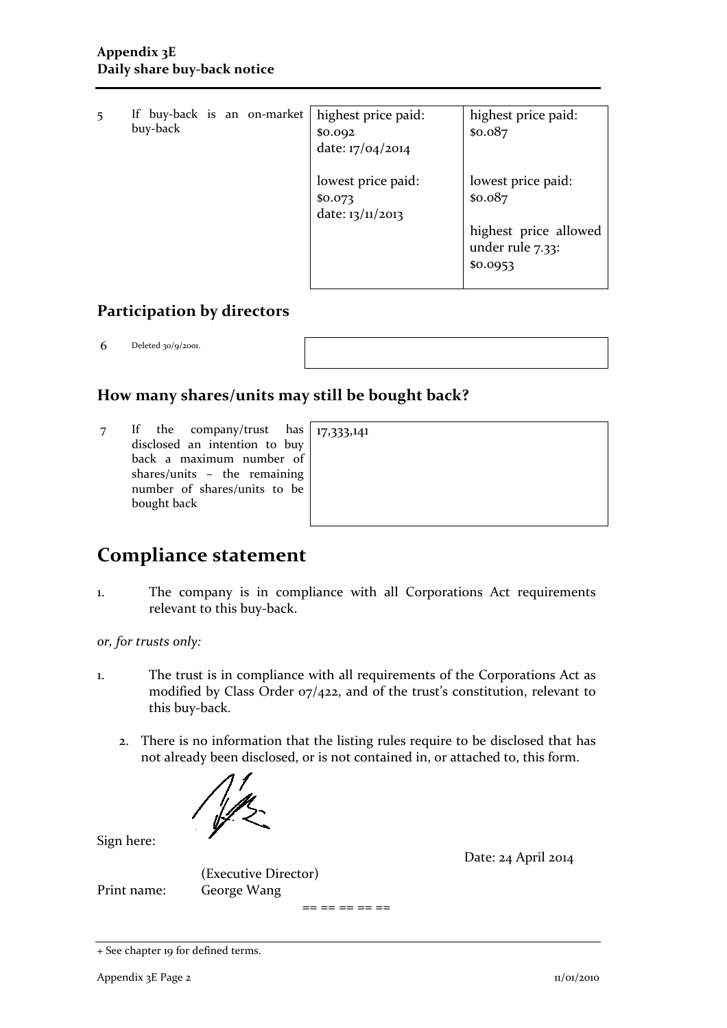| | | | |
|---|---|---|---|
| 5 | If buy-back is an on-market buy-back | highest price paid: $0.092<br>date: 17/04/2014<br><br>lowest price paid: $0.073<br>date: 13/11/2013 | highest price paid: $0.087<br><br>lowest price paid: $0.087<br><br>highest price allowed under rule 7.33: $0.0953 |

## Participation by directors

| | | |
|---|---|---|
| 6 | Deleted 30/9/2001. | |

## How many shares/units may still be bought back?

| | | |
|---|---|---|
| 7 | If the company/trust has disclosed an intention to buy back a maximum number of shares/units – the remaining number of shares/units to be bought back | 17,333,141 |

# Compliance statement

1. The company is in compliance with all Corporations Act requirements relevant to this buy-back.

*or, for trusts only:*

1. The trust is in compliance with all requirements of the Corporations Act as modified by Class Order 07/422, and of the trust's constitution, relevant to this buy-back.

2. There is no information that the listing rules require to be disclosed that has not already been disclosed, or is not contained in, or attached to, this form.

Sign here:

Date: 24 April 2014

(Executive Director)

Print name: George Wang

== == == == ==

+ See chapter 19 for defined terms.